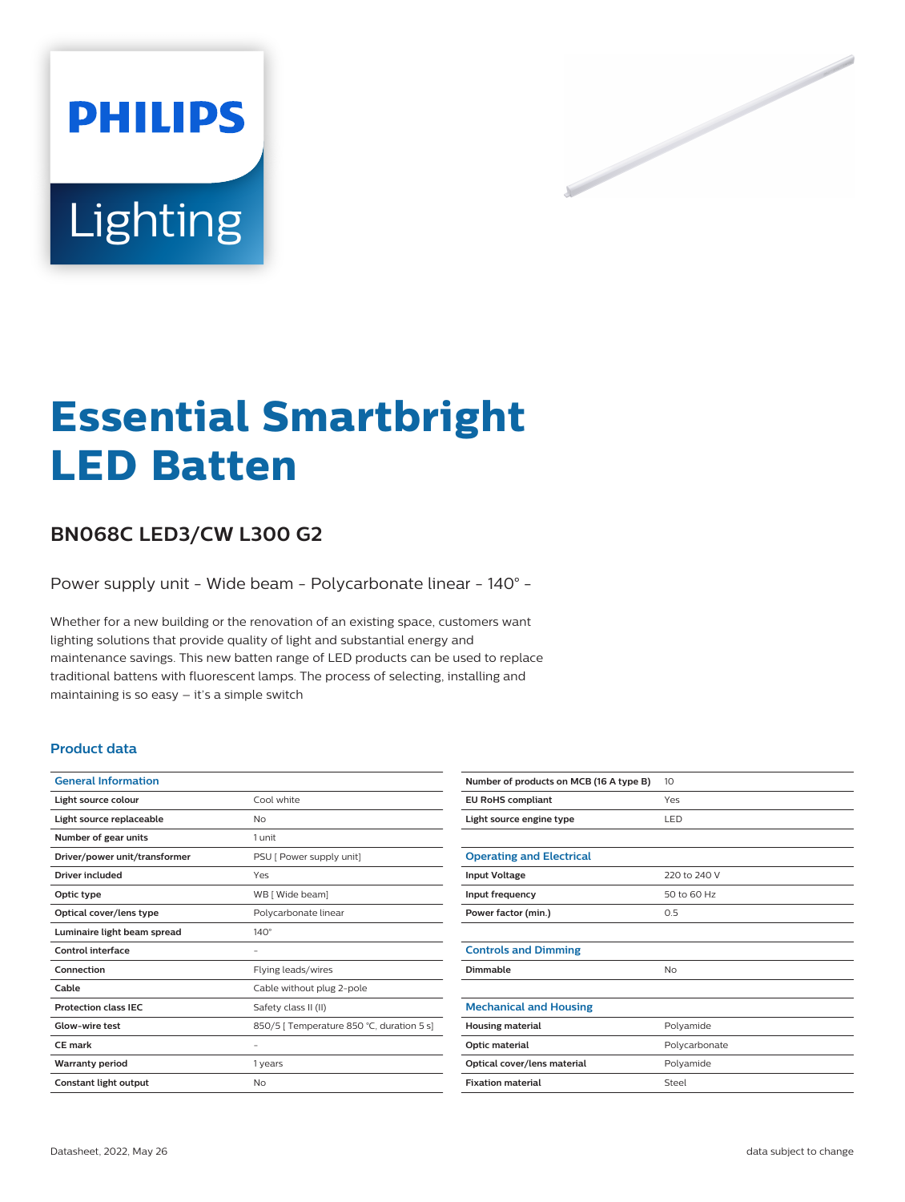# Essential Smartbright LED Batten

## BN068C LED3/CW L300 G2

Power supply unit - Wide beam - Polycarbonate linear - 140° -

Whether for a new building or the renovation of an existing space, customers want lighting solutions that provide quality of light and substantial energy and maintenance savings. This new batten range of LED products can be used to replace traditional battens with fluorescent lamps. The process of selecting, installing and maintaining is so easy – it's a simple switch

### Product data

| General Information | |
|---|---|
| Light source colour | Cool white |
| Light source replaceable | No |
| Number of gear units | 1 unit |
| Driver/power unit/transformer | PSU [ Power supply unit] |
| Driver included | Yes |
| Optic type | WB [ Wide beam] |
| Optical cover/lens type | Polycarbonate linear |
| Luminaire light beam spread | 140° |
| Control interface | - |
| Connection | Flying leads/wires |
| Cable | Cable without plug 2-pole |
| Protection class IEC | Safety class II (II) |
| Glow-wire test | 850/5 [ Temperature 850 °C, duration 5 s] |
| CE mark | - |
| Warranty period | 1 years |
| Constant light output | No |
| Number of products on MCB (16 A type B) | 10 |
| EU RoHS compliant | Yes |
| Light source engine type | LED |

| Operating and Electrical | |
|---|---|
| Input Voltage | 220 to 240 V |
| Input frequency | 50 to 60 Hz |
| Power factor (min.) | 0.5 |

| Controls and Dimming | |
|---|---|
| Dimmable | No |

| Mechanical and Housing | |
|---|---|
| Housing material | Polyamide |
| Optic material | Polycarbonate |
| Optical cover/lens material | Polyamide |
| Fixation material | Steel |

Datasheet, 2022, May 26

data subject to change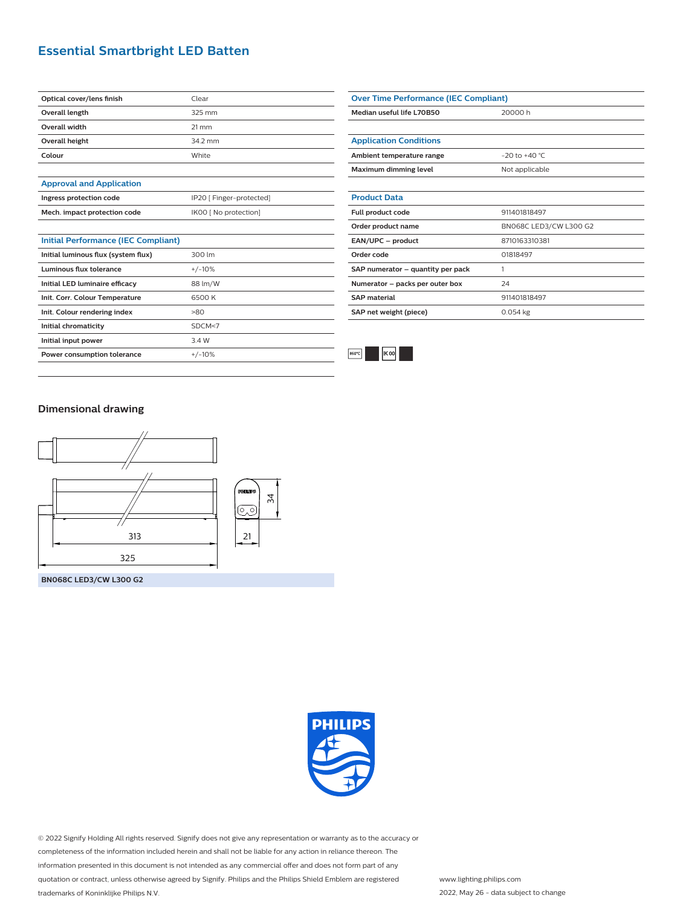# Essential Smartbright LED Batten

| | |
|---|---|
| Optical cover/lens finish | Clear |
| Overall length | 325 mm |
| Overall width | 21 mm |
| Overall height | 34.2 mm |
| Colour | White |

## Approval and Application

| | |
|---|---|
| Ingress protection code | IP20 [ Finger-protected] |
| Mech. impact protection code | IK00 [ No protection] |

## Initial Performance (IEC Compliant)

| | |
|---|---|
| Initial luminous flux (system flux) | 300 lm |
| Luminous flux tolerance | +/-10% |
| Initial LED luminaire efficacy | 88 lm/W |
| Init. Corr. Colour Temperature | 6500 K |
| Init. Colour rendering index | >80 |
| Initial chromaticity | SDCM<7 |
| Initial input power | 3.4 W |
| Power consumption tolerance | +/-10% |

## Over Time Performance (IEC Compliant)

| | |
|---|---|
| Median useful life L70B50 | 20000 h |

## Application Conditions

| | |
|---|---|
| Ambient temperature range | -20 to +40 °C |
| Maximum dimming level | Not applicable |

## Product Data

| | |
|---|---|
| Full product code | 911401818497 |
| Order product name | BN068C LED3/CW L300 G2 |
| EAN/UPC – product | 8710163310381 |
| Order code | 01818497 |
| SAP numerator – quantity per pack | 1 |
| Numerator – packs per outer box | 24 |
| SAP material | 911401818497 |
| SAP net weight (piece) | 0.054 kg |

850°C IK00

## Dimensional drawing

313

325

34

21

BN068C LED3/CW L300 G2

© 2022 Signify Holding All rights reserved. Signify does not give any representation or warranty as to the accuracy or completeness of the information included herein and shall not be liable for any action in reliance thereon. The information presented in this document is not intended as any commercial offer and does not form part of any quotation or contract, unless otherwise agreed by Signify. Philips and the Philips Shield Emblem are registered trademarks of Koninklijke Philips N.V.

www.lighting.philips.com

2022, May 26 - data subject to change